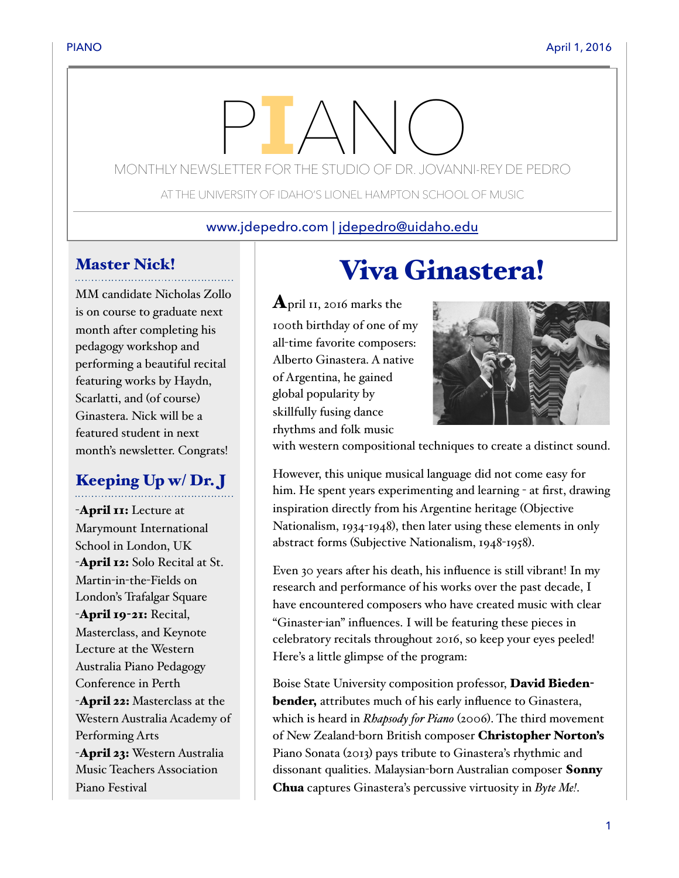# PIANO

MONTHLY NEWSLETTER FOR THE STUDIO OF DR. JOVANNI-REY DE PEDRO

AT THE UNIVERSITY OF IDAHO'S LIONEL HAMPTON SCHOOL OF MUSIC

www.jdepedro.com | jdepedro@uidaho.edu

## Master Nick!

MM candidate Nicholas Zollo is on course to graduate next month after completing his pedagogy workshop and performing a beautiful recital featuring works by Haydn, Scarlatti, and (of course) Ginastera. Nick will be a featured student in next month's newsletter. Congrats!

## Keeping Up w/ Dr. J

-**April 11:** Lecture at Marymount International School in London, UK
-**April 12:** Solo Recital at St. Martin-in-the-Fields on London's Trafalgar Square
-**April 19-21:** Recital, Masterclass, and Keynote Lecture at the Western Australia Piano Pedagogy Conference in Perth
-**April 22:** Masterclass at the Western Australia Academy of Performing Arts
-**April 23:** Western Australia Music Teachers Association Piano Festival

# Viva Ginastera!

April 11, 2016 marks the 100th birthday of one of my all-time favorite composers: Alberto Ginastera. A native of Argentina, he gained global popularity by skillfully fusing dance rhythms and folk music with western compositional techniques to create a distinct sound.

However, this unique musical language did not come easy for him. He spent years experimenting and learning - at first, drawing inspiration directly from his Argentine heritage (Objective Nationalism, 1934-1948), then later using these elements in only abstract forms (Subjective Nationalism, 1948-1958).

Even 30 years after his death, his influence is still vibrant! In my research and performance of his works over the past decade, I have encountered composers who have created music with clear "Ginaster-ian" influences. I will be featuring these pieces in celebratory recitals throughout 2016, so keep your eyes peeled! Here's a little glimpse of the program:

Boise State University composition professor, **David Biedenbender,** attributes much of his early influence to Ginastera, which is heard in *Rhapsody for Piano* (2006). The third movement of New Zealand-born British composer **Christopher Norton's** Piano Sonata (2013) pays tribute to Ginastera's rhythmic and dissonant qualities. Malaysian-born Australian composer **Sonny Chua** captures Ginastera's percussive virtuosity in *Byte Me!*.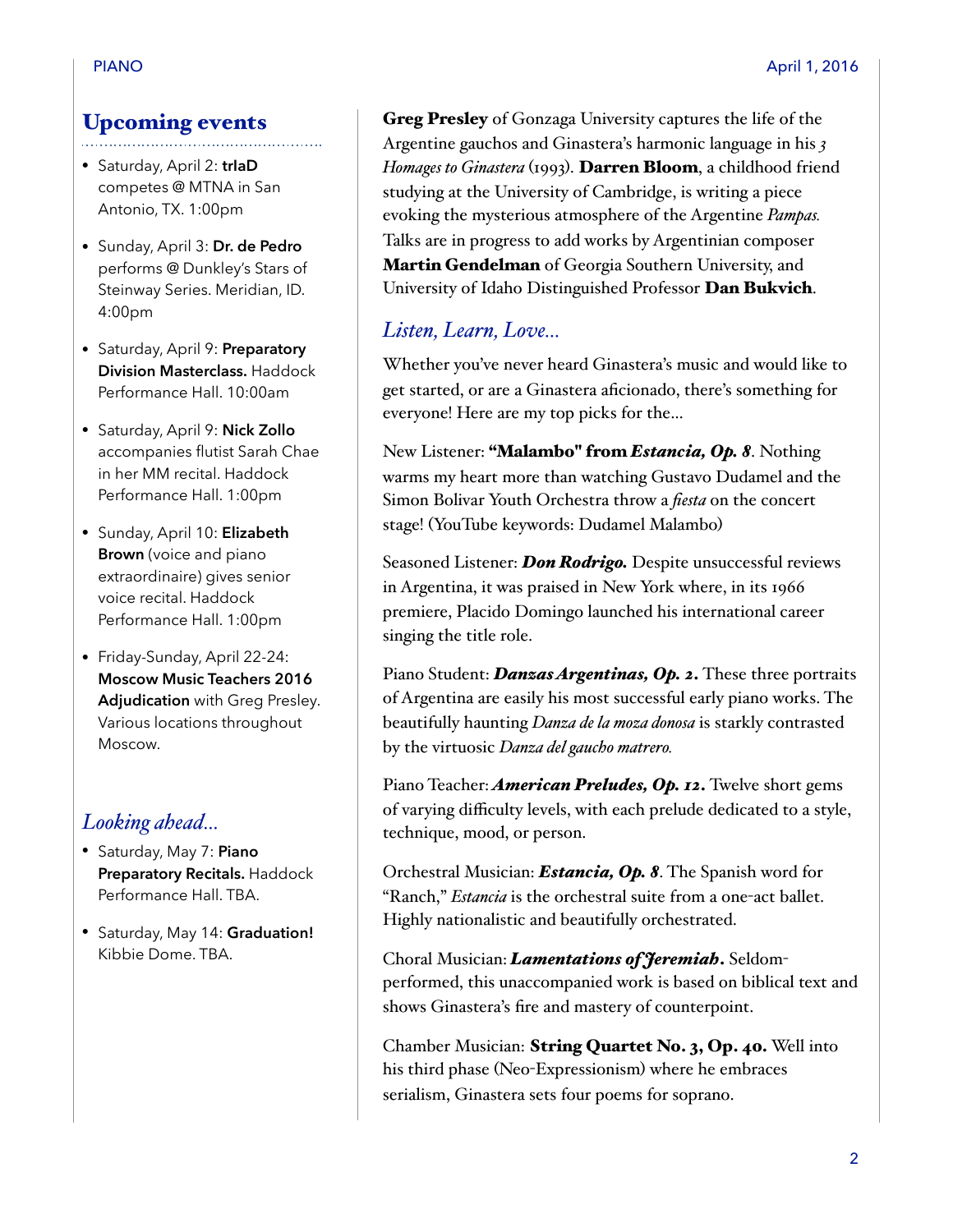## Upcoming events

- Saturday, April 2: **trIaD** competes @ MTNA in San Antonio, TX. 1:00pm
- Sunday, April 3: **Dr. de Pedro** performs @ Dunkley's Stars of Steinway Series. Meridian, ID. 4:00pm
- Saturday, April 9: **Preparatory Division Masterclass.** Haddock Performance Hall. 10:00am
- Saturday, April 9: **Nick Zollo** accompanies flutist Sarah Chae in her MM recital. Haddock Performance Hall. 1:00pm
- Sunday, April 10: **Elizabeth Brown** (voice and piano extraordinaire) gives senior voice recital. Haddock Performance Hall. 1:00pm
- Friday-Sunday, April 22-24: **Moscow Music Teachers 2016 Adjudication** with Greg Presley. Various locations throughout Moscow.

## *Looking ahead...*

- Saturday, May 7: **Piano Preparatory Recitals.** Haddock Performance Hall. TBA.
- Saturday, May 14: **Graduation!** Kibbie Dome. TBA.

**Greg Presley** of Gonzaga University captures the life of the Argentine gauchos and Ginastera's harmonic language in his *3 Homages to Ginastera* (1993). **Darren Bloom**, a childhood friend studying at the University of Cambridge, is writing a piece evoking the mysterious atmosphere of the Argentine *Pampas.* Talks are in progress to add works by Argentinian composer **Martin Gendelman** of Georgia Southern University, and University of Idaho Distinguished Professor **Dan Bukvich**.

## *Listen, Learn, Love...*

Whether you've never heard Ginastera's music and would like to get started, or are a Ginastera aficionado, there's something for everyone! Here are my top picks for the...

New Listener: **"Malambo" from *Estancia, Op. 8***. Nothing warms my heart more than watching Gustavo Dudamel and the Simon Bolivar Youth Orchestra throw a *fiesta* on the concert stage! (YouTube keywords: Dudamel Malambo)

Seasoned Listener: ***Don Rodrigo.*** Despite unsuccessful reviews in Argentina, it was praised in New York where, in its 1966 premiere, Placido Domingo launched his international career singing the title role.

Piano Student: ***Danzas Argentinas, Op. 2.*** These three portraits of Argentina are easily his most successful early piano works. The beautifully haunting *Danza de la moza donosa* is starkly contrasted by the virtuosic *Danza del gaucho matrero.*

Piano Teacher: ***American Preludes, Op. 12.*** Twelve short gems of varying difficulty levels, with each prelude dedicated to a style, technique, mood, or person.

Orchestral Musician: ***Estancia, Op. 8***. The Spanish word for "Ranch," *Estancia* is the orchestral suite from a one-act ballet. Highly nationalistic and beautifully orchestrated.

Choral Musician: ***Lamentations of Jeremiah.*** Seldom-performed, this unaccompanied work is based on biblical text and shows Ginastera's fire and mastery of counterpoint.

Chamber Musician: **String Quartet No. 3, Op. 40.** Well into his third phase (Neo-Expressionism) where he embraces serialism, Ginastera sets four poems for soprano.